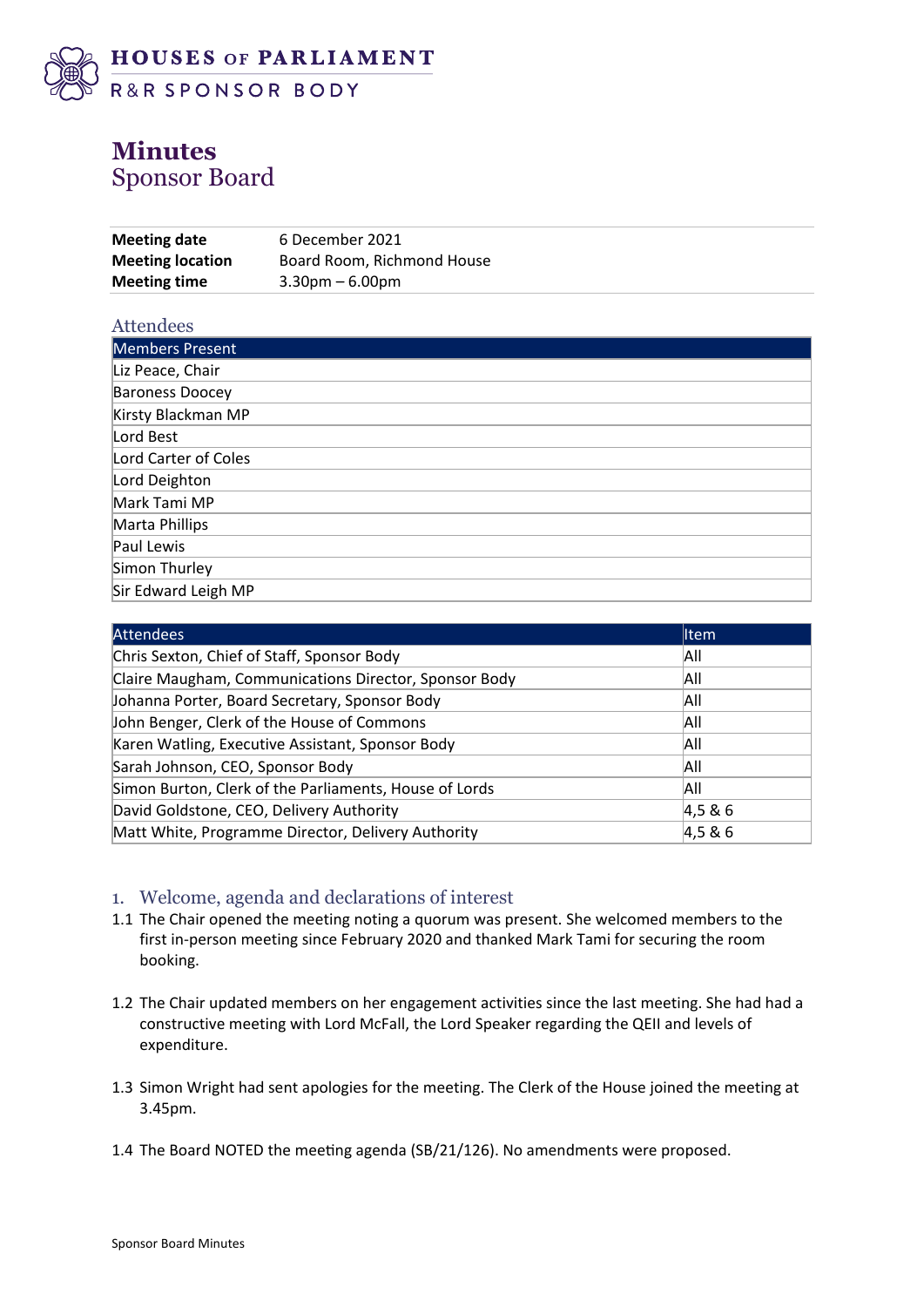HOUSES OF PARLIAMENT
R&R SPONSOR BODY

# Minutes
## Sponsor Board

| | |
|---|---|
| **Meeting date** | 6 December 2021 |
| **Meeting location** | Board Room, Richmond House |
| **Meeting time** | 3.30pm – 6.00pm |

### Attendees

| Members Present |
|---|
| Liz Peace, Chair |
| Baroness Doocey |
| Kirsty Blackman MP |
| Lord Best |
| Lord Carter of Coles |
| Lord Deighton |
| Mark Tami MP |
| Marta Phillips |
| Paul Lewis |
| Simon Thurley |
| Sir Edward Leigh MP |

| Attendees | Item |
|---|---|
| Chris Sexton, Chief of Staff, Sponsor Body | All |
| Claire Maugham, Communications Director, Sponsor Body | All |
| Johanna Porter, Board Secretary, Sponsor Body | All |
| John Benger, Clerk of the House of Commons | All |
| Karen Watling, Executive Assistant, Sponsor Body | All |
| Sarah Johnson, CEO, Sponsor Body | All |
| Simon Burton, Clerk of the Parliaments, House of Lords | All |
| David Goldstone, CEO, Delivery Authority | 4,5 & 6 |
| Matt White, Programme Director, Delivery Authority | 4,5 & 6 |

### 1. Welcome, agenda and declarations of interest

1.1 The Chair opened the meeting noting a quorum was present. She welcomed members to the first in-person meeting since February 2020 and thanked Mark Tami for securing the room booking.

1.2 The Chair updated members on her engagement activities since the last meeting. She had had a constructive meeting with Lord McFall, the Lord Speaker regarding the QEII and levels of expenditure.

1.3 Simon Wright had sent apologies for the meeting. The Clerk of the House joined the meeting at 3.45pm.

1.4 The Board NOTED the meeting agenda (SB/21/126). No amendments were proposed.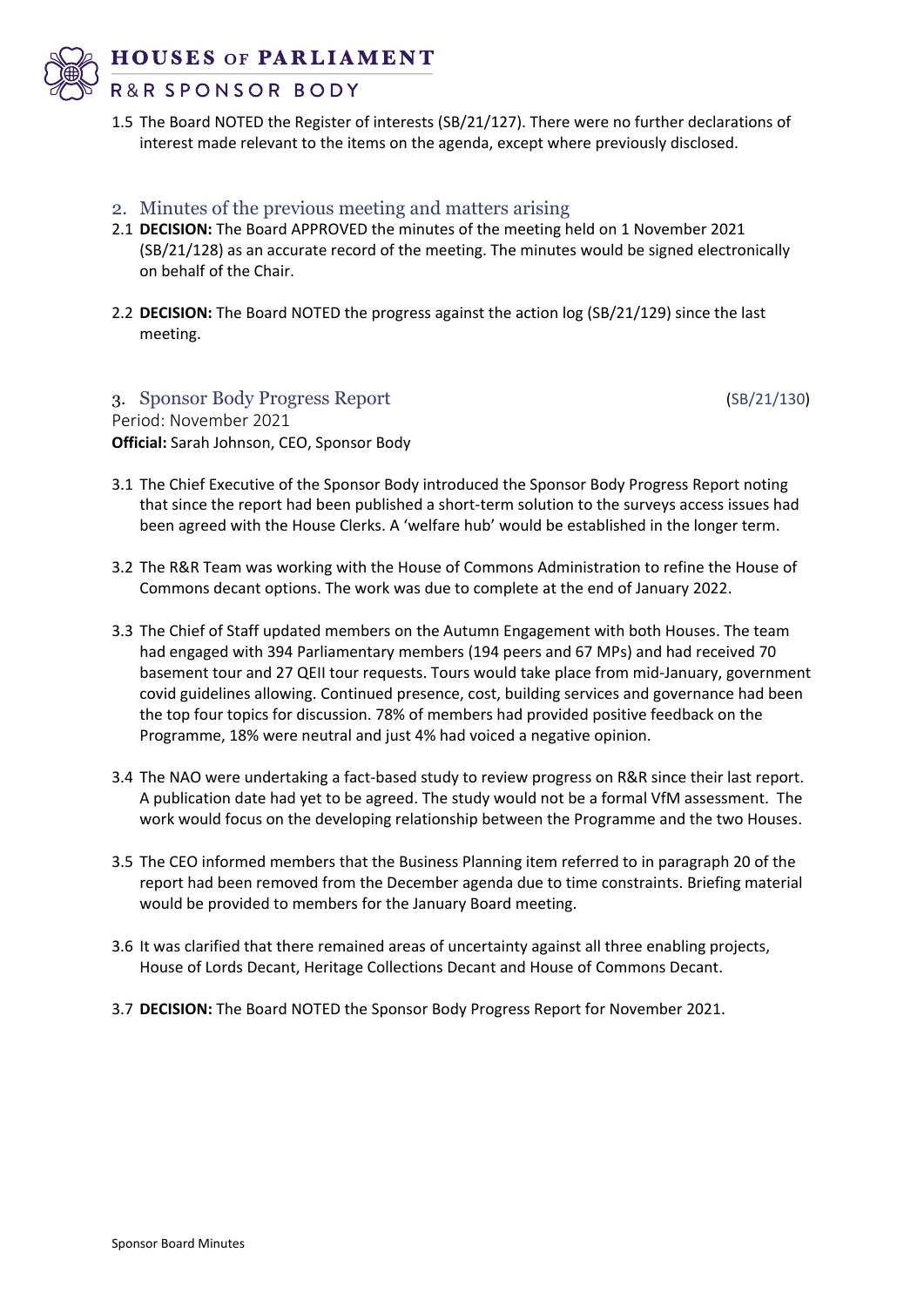1.5 The Board NOTED the Register of interests (SB/21/127). There were no further declarations of interest made relevant to the items on the agenda, except where previously disclosed.

## 2. Minutes of the previous meeting and matters arising

2.1 **DECISION:** The Board APPROVED the minutes of the meeting held on 1 November 2021 (SB/21/128) as an accurate record of the meeting. The minutes would be signed electronically on behalf of the Chair.

2.2 **DECISION:** The Board NOTED the progress against the action log (SB/21/129) since the last meeting.

## 3. Sponsor Body Progress Report (SB/21/130)

Period: November 2021
**Official:** Sarah Johnson, CEO, Sponsor Body

3.1 The Chief Executive of the Sponsor Body introduced the Sponsor Body Progress Report noting that since the report had been published a short-term solution to the surveys access issues had been agreed with the House Clerks. A 'welfare hub' would be established in the longer term.

3.2 The R&R Team was working with the House of Commons Administration to refine the House of Commons decant options. The work was due to complete at the end of January 2022.

3.3 The Chief of Staff updated members on the Autumn Engagement with both Houses. The team had engaged with 394 Parliamentary members (194 peers and 67 MPs) and had received 70 basement tour and 27 QEII tour requests. Tours would take place from mid-January, government covid guidelines allowing. Continued presence, cost, building services and governance had been the top four topics for discussion. 78% of members had provided positive feedback on the Programme, 18% were neutral and just 4% had voiced a negative opinion.

3.4 The NAO were undertaking a fact-based study to review progress on R&R since their last report. A publication date had yet to be agreed. The study would not be a formal VfM assessment. The work would focus on the developing relationship between the Programme and the two Houses.

3.5 The CEO informed members that the Business Planning item referred to in paragraph 20 of the report had been removed from the December agenda due to time constraints. Briefing material would be provided to members for the January Board meeting.

3.6 It was clarified that there remained areas of uncertainty against all three enabling projects, House of Lords Decant, Heritage Collections Decant and House of Commons Decant.

3.7 **DECISION:** The Board NOTED the Sponsor Body Progress Report for November 2021.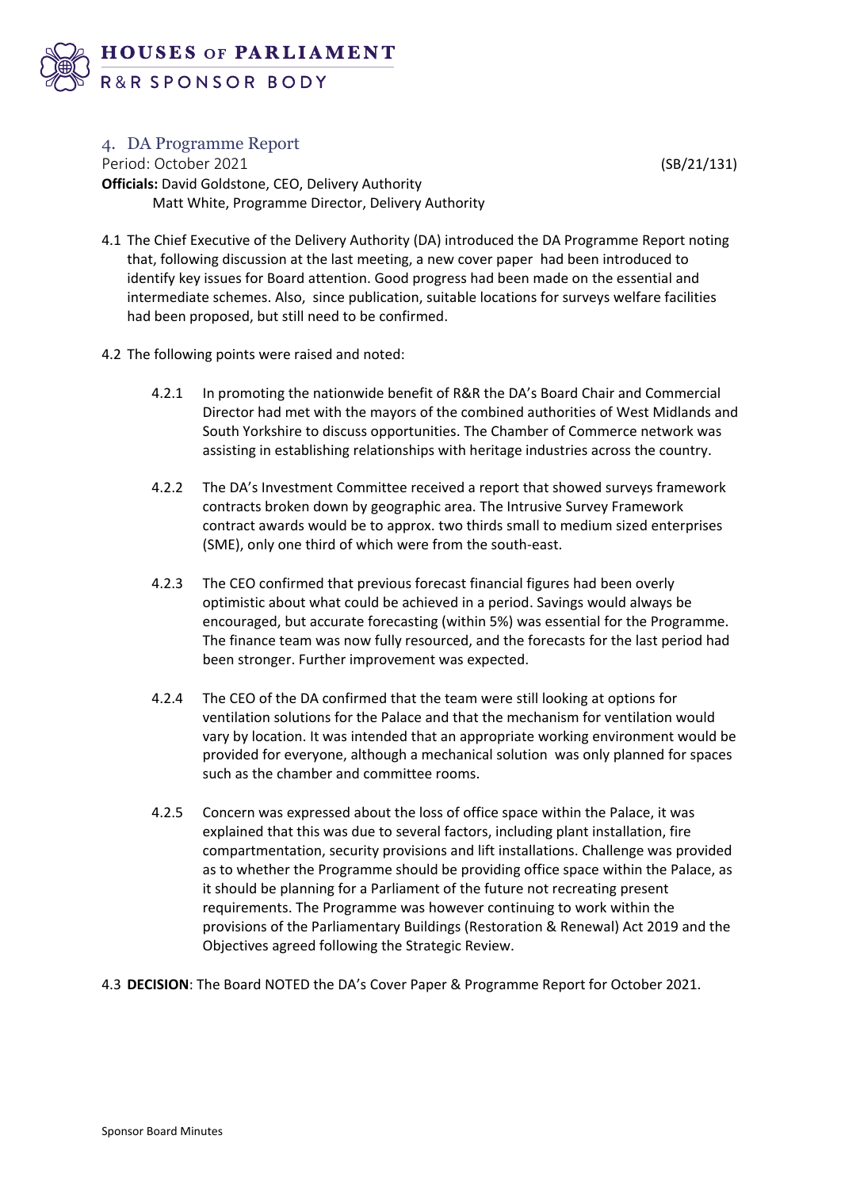## 4. DA Programme Report

Period: October 2021 (SB/21/131)

**Officials:** David Goldstone, CEO, Delivery Authority
Matt White, Programme Director, Delivery Authority

4.1 The Chief Executive of the Delivery Authority (DA) introduced the DA Programme Report noting that, following discussion at the last meeting, a new cover paper had been introduced to identify key issues for Board attention. Good progress had been made on the essential and intermediate schemes. Also, since publication, suitable locations for surveys welfare facilities had been proposed, but still need to be confirmed.

4.2 The following points were raised and noted:

4.2.1 In promoting the nationwide benefit of R&R the DA's Board Chair and Commercial Director had met with the mayors of the combined authorities of West Midlands and South Yorkshire to discuss opportunities. The Chamber of Commerce network was assisting in establishing relationships with heritage industries across the country.

4.2.2 The DA's Investment Committee received a report that showed surveys framework contracts broken down by geographic area. The Intrusive Survey Framework contract awards would be to approx. two thirds small to medium sized enterprises (SME), only one third of which were from the south-east.

4.2.3 The CEO confirmed that previous forecast financial figures had been overly optimistic about what could be achieved in a period. Savings would always be encouraged, but accurate forecasting (within 5%) was essential for the Programme. The finance team was now fully resourced, and the forecasts for the last period had been stronger. Further improvement was expected.

4.2.4 The CEO of the DA confirmed that the team were still looking at options for ventilation solutions for the Palace and that the mechanism for ventilation would vary by location. It was intended that an appropriate working environment would be provided for everyone, although a mechanical solution was only planned for spaces such as the chamber and committee rooms.

4.2.5 Concern was expressed about the loss of office space within the Palace, it was explained that this was due to several factors, including plant installation, fire compartmentation, security provisions and lift installations. Challenge was provided as to whether the Programme should be providing office space within the Palace, as it should be planning for a Parliament of the future not recreating present requirements. The Programme was however continuing to work within the provisions of the Parliamentary Buildings (Restoration & Renewal) Act 2019 and the Objectives agreed following the Strategic Review.

4.3 **DECISION**: The Board NOTED the DA's Cover Paper & Programme Report for October 2021.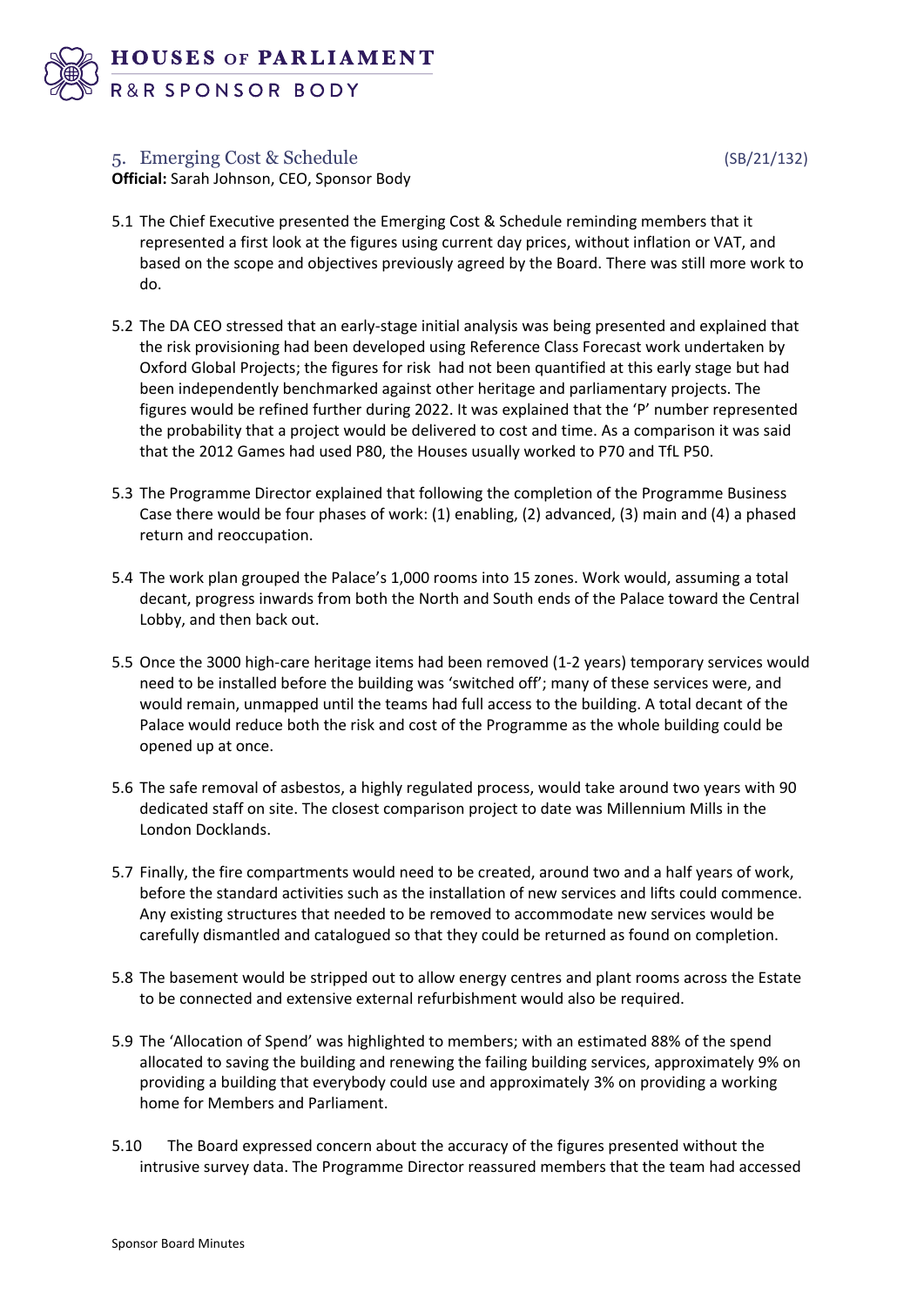## 5. Emerging Cost & Schedule

(SB/21/132)

**Official:** Sarah Johnson, CEO, Sponsor Body

5.1 The Chief Executive presented the Emerging Cost & Schedule reminding members that it represented a first look at the figures using current day prices, without inflation or VAT, and based on the scope and objectives previously agreed by the Board. There was still more work to do.

5.2 The DA CEO stressed that an early-stage initial analysis was being presented and explained that the risk provisioning had been developed using Reference Class Forecast work undertaken by Oxford Global Projects; the figures for risk had not been quantified at this early stage but had been independently benchmarked against other heritage and parliamentary projects. The figures would be refined further during 2022. It was explained that the 'P' number represented the probability that a project would be delivered to cost and time. As a comparison it was said that the 2012 Games had used P80, the Houses usually worked to P70 and TfL P50.

5.3 The Programme Director explained that following the completion of the Programme Business Case there would be four phases of work: (1) enabling, (2) advanced, (3) main and (4) a phased return and reoccupation.

5.4 The work plan grouped the Palace's 1,000 rooms into 15 zones. Work would, assuming a total decant, progress inwards from both the North and South ends of the Palace toward the Central Lobby, and then back out.

5.5 Once the 3000 high-care heritage items had been removed (1-2 years) temporary services would need to be installed before the building was 'switched off'; many of these services were, and would remain, unmapped until the teams had full access to the building. A total decant of the Palace would reduce both the risk and cost of the Programme as the whole building could be opened up at once.

5.6 The safe removal of asbestos, a highly regulated process, would take around two years with 90 dedicated staff on site. The closest comparison project to date was Millennium Mills in the London Docklands.

5.7 Finally, the fire compartments would need to be created, around two and a half years of work, before the standard activities such as the installation of new services and lifts could commence. Any existing structures that needed to be removed to accommodate new services would be carefully dismantled and catalogued so that they could be returned as found on completion.

5.8 The basement would be stripped out to allow energy centres and plant rooms across the Estate to be connected and extensive external refurbishment would also be required.

5.9 The 'Allocation of Spend' was highlighted to members; with an estimated 88% of the spend allocated to saving the building and renewing the failing building services, approximately 9% on providing a building that everybody could use and approximately 3% on providing a working home for Members and Parliament.

5.10 The Board expressed concern about the accuracy of the figures presented without the intrusive survey data. The Programme Director reassured members that the team had accessed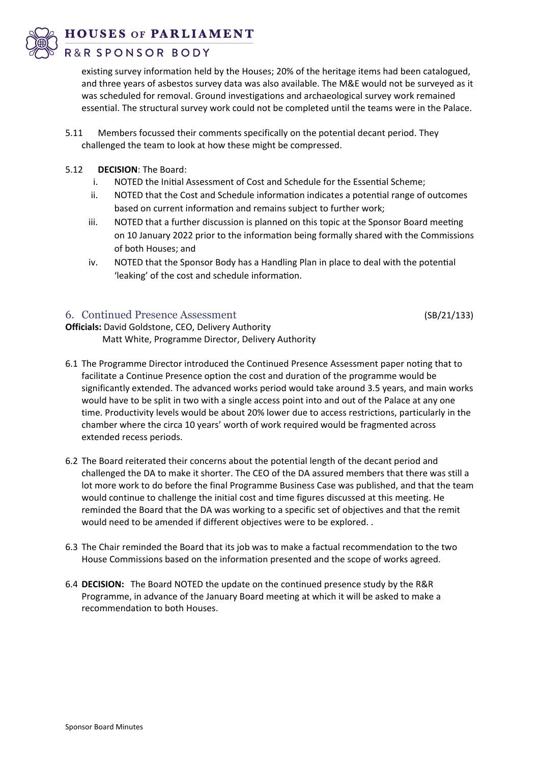existing survey information held by the Houses; 20% of the heritage items had been catalogued, and three years of asbestos survey data was also available. The M&E would not be surveyed as it was scheduled for removal. Ground investigations and archaeological survey work remained essential. The structural survey work could not be completed until the teams were in the Palace.

5.11 Members focussed their comments specifically on the potential decant period. They challenged the team to look at how these might be compressed.

5.12 **DECISION**: The Board:

i. NOTED the Initial Assessment of Cost and Schedule for the Essential Scheme;

ii. NOTED that the Cost and Schedule information indicates a potential range of outcomes based on current information and remains subject to further work;

iii. NOTED that a further discussion is planned on this topic at the Sponsor Board meeting on 10 January 2022 prior to the information being formally shared with the Commissions of both Houses; and

iv. NOTED that the Sponsor Body has a Handling Plan in place to deal with the potential 'leaking' of the cost and schedule information.

## 6. Continued Presence Assessment (SB/21/133)

**Officials:** David Goldstone, CEO, Delivery Authority
Matt White, Programme Director, Delivery Authority

6.1 The Programme Director introduced the Continued Presence Assessment paper noting that to facilitate a Continue Presence option the cost and duration of the programme would be significantly extended. The advanced works period would take around 3.5 years, and main works would have to be split in two with a single access point into and out of the Palace at any one time. Productivity levels would be about 20% lower due to access restrictions, particularly in the chamber where the circa 10 years' worth of work required would be fragmented across extended recess periods.

6.2 The Board reiterated their concerns about the potential length of the decant period and challenged the DA to make it shorter. The CEO of the DA assured members that there was still a lot more work to do before the final Programme Business Case was published, and that the team would continue to challenge the initial cost and time figures discussed at this meeting. He reminded the Board that the DA was working to a specific set of objectives and that the remit would need to be amended if different objectives were to be explored. .

6.3 The Chair reminded the Board that its job was to make a factual recommendation to the two House Commissions based on the information presented and the scope of works agreed.

6.4 **DECISION:** The Board NOTED the update on the continued presence study by the R&R Programme, in advance of the January Board meeting at which it will be asked to make a recommendation to both Houses.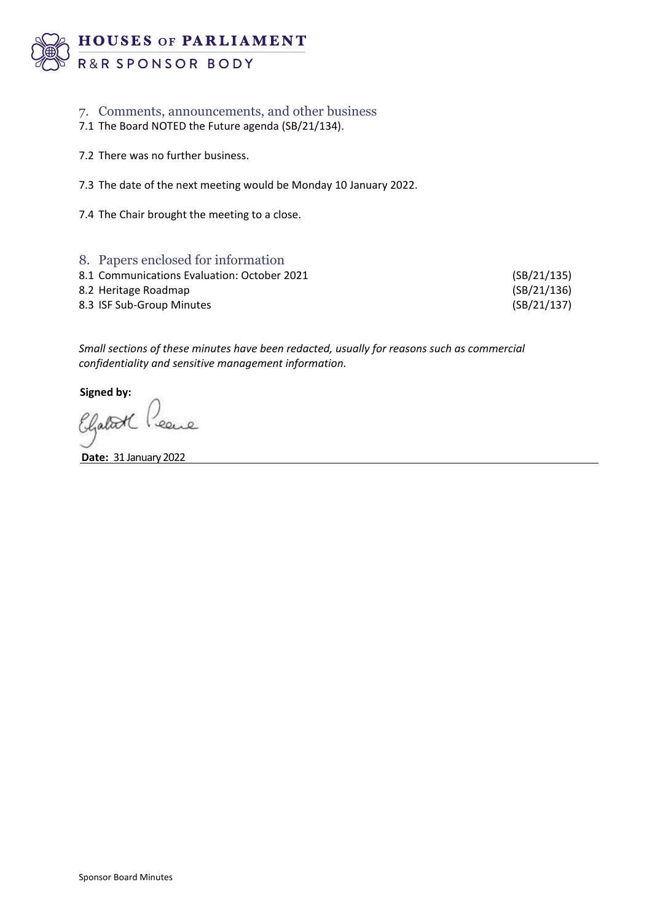## 7. Comments, announcements, and other business

7.1 The Board NOTED the Future agenda (SB/21/134).

7.2 There was no further business.

7.3 The date of the next meeting would be Monday 10 January 2022.

7.4 The Chair brought the meeting to a close.

## 8. Papers enclosed for information

| | |
|---|---|
| 8.1 Communications Evaluation: October 2021 | (SB/21/135) |
| 8.2 Heritage Roadmap | (SB/21/136) |
| 8.3 ISF Sub-Group Minutes | (SB/21/137) |

*Small sections of these minutes have been redacted, usually for reasons such as commercial confidentiality and sensitive management information.*

**Signed by:**

**Date:** 31 January 2022